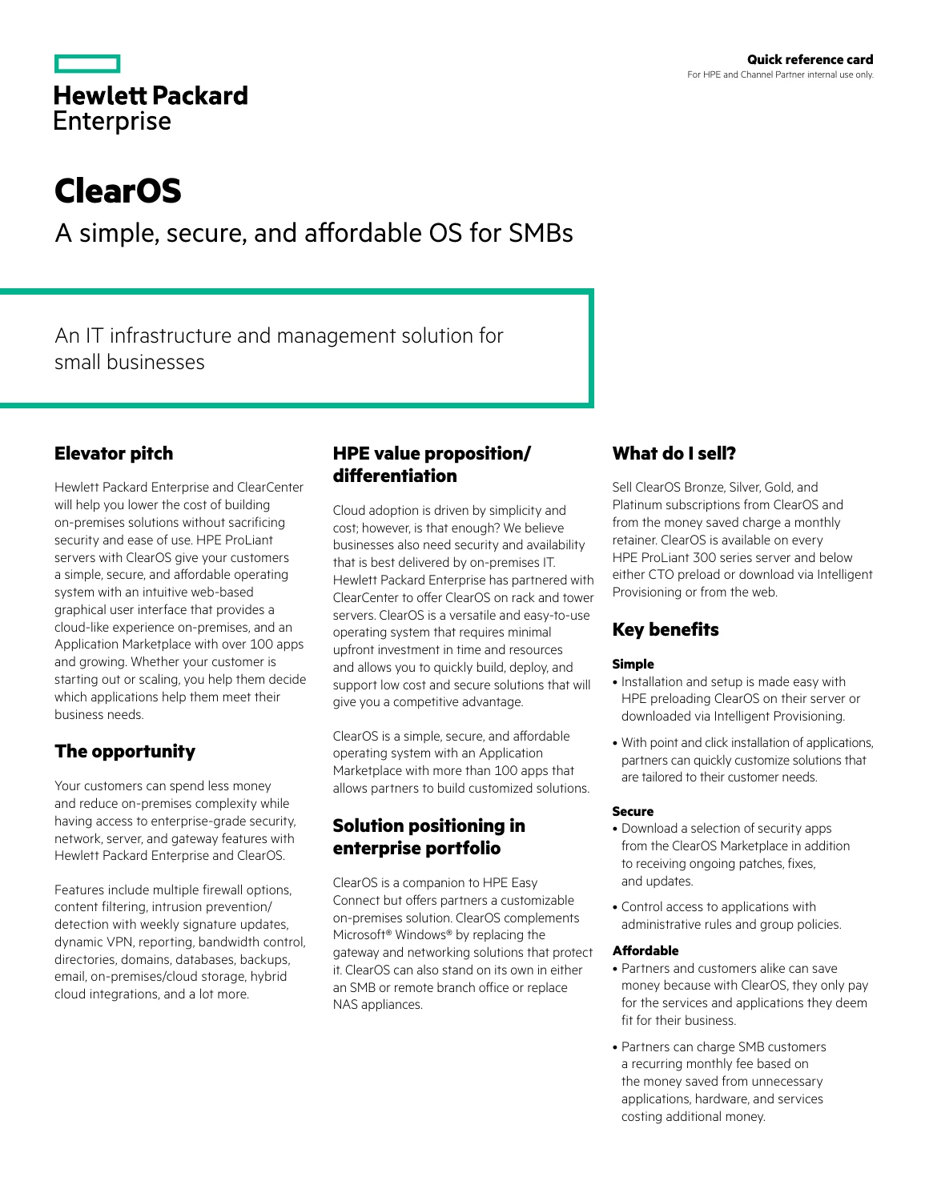Quick reference card

For HPE and Channel Partner internal use only.

Hewlett Packard Enterprise

# ClearOS

## A simple, secure, and affordable OS for SMBs

An IT infrastructure and management solution for small businesses

## Elevator pitch

Hewlett Packard Enterprise and ClearCenter will help you lower the cost of building on-premises solutions without sacrificing security and ease of use. HPE ProLiant servers with ClearOS give your customers a simple, secure, and affordable operating system with an intuitive web-based graphical user interface that provides a cloud-like experience on-premises, and an Application Marketplace with over 100 apps and growing. Whether your customer is starting out or scaling, you help them decide which applications help them meet their business needs.

## The opportunity

Your customers can spend less money and reduce on-premises complexity while having access to enterprise-grade security, network, server, and gateway features with Hewlett Packard Enterprise and ClearOS.

Features include multiple firewall options, content filtering, intrusion prevention/detection with weekly signature updates, dynamic VPN, reporting, bandwidth control, directories, domains, databases, backups, email, on-premises/cloud storage, hybrid cloud integrations, and a lot more.

## HPE value proposition/differentiation

Cloud adoption is driven by simplicity and cost; however, is that enough? We believe businesses also need security and availability that is best delivered by on-premises IT. Hewlett Packard Enterprise has partnered with ClearCenter to offer ClearOS on rack and tower servers. ClearOS is a versatile and easy-to-use operating system that requires minimal upfront investment in time and resources and allows you to quickly build, deploy, and support low cost and secure solutions that will give you a competitive advantage.

ClearOS is a simple, secure, and affordable operating system with an Application Marketplace with more than 100 apps that allows partners to build customized solutions.

## Solution positioning in enterprise portfolio

ClearOS is a companion to HPE Easy Connect but offers partners a customizable on-premises solution. ClearOS complements Microsoft® Windows® by replacing the gateway and networking solutions that protect it. ClearOS can also stand on its own in either an SMB or remote branch office or replace NAS appliances.

## What do I sell?

Sell ClearOS Bronze, Silver, Gold, and Platinum subscriptions from ClearOS and from the money saved charge a monthly retainer. ClearOS is available on every HPE ProLiant 300 series server and below either CTO preload or download via Intelligent Provisioning or from the web.

## Key benefits

### Simple

- Installation and setup is made easy with HPE preloading ClearOS on their server or downloaded via Intelligent Provisioning.
- With point and click installation of applications, partners can quickly customize solutions that are tailored to their customer needs.

### Secure

- Download a selection of security apps from the ClearOS Marketplace in addition to receiving ongoing patches, fixes, and updates.
- Control access to applications with administrative rules and group policies.

### Affordable

- Partners and customers alike can save money because with ClearOS, they only pay for the services and applications they deem fit for their business.
- Partners can charge SMB customers a recurring monthly fee based on the money saved from unnecessary applications, hardware, and services costing additional money.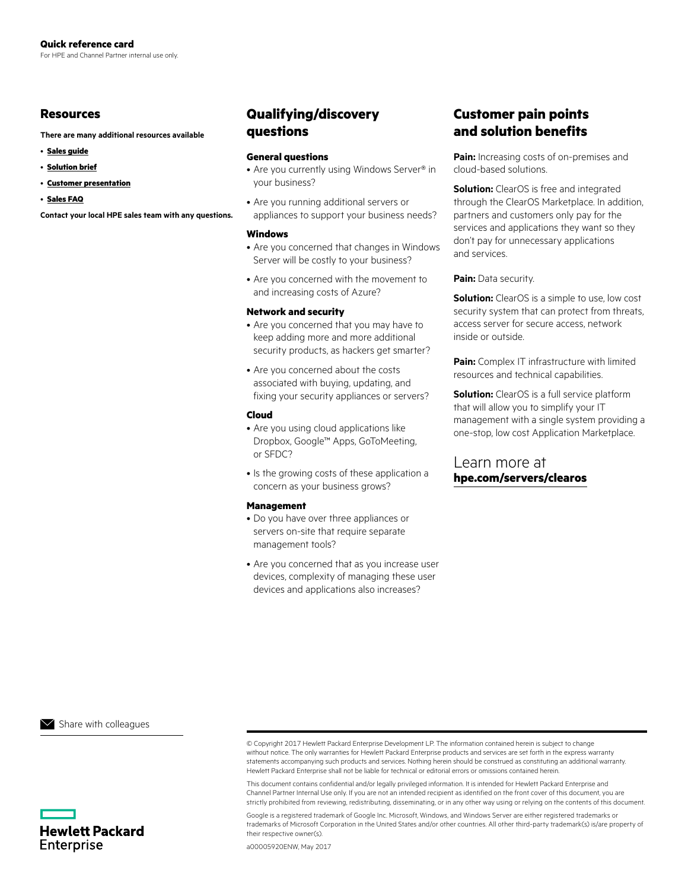**Quick reference card**

For HPE and Channel Partner internal use only.

## Resources

**There are many additional resources available**

- **Sales guide**
- **Solution brief**
- **Customer presentation**
- **Sales FAQ**

**Contact your local HPE sales team with any questions.**

## Qualifying/discovery questions

**General questions**

- Are you currently using Windows Server® in your business?
- Are you running additional servers or appliances to support your business needs?

**Windows**

- Are you concerned that changes in Windows Server will be costly to your business?
- Are you concerned with the movement to and increasing costs of Azure?

**Network and security**

- Are you concerned that you may have to keep adding more and more additional security products, as hackers get smarter?
- Are you concerned about the costs associated with buying, updating, and fixing your security appliances or servers?

**Cloud**

- Are you using cloud applications like Dropbox, Google™ Apps, GoToMeeting, or SFDC?
- Is the growing costs of these application a concern as your business grows?

**Management**

- Do you have over three appliances or servers on-site that require separate management tools?
- Are you concerned that as you increase user devices, complexity of managing these user devices and applications also increases?

## Customer pain points and solution benefits

**Pain:** Increasing costs of on-premises and cloud-based solutions.

**Solution:** ClearOS is free and integrated through the ClearOS Marketplace. In addition, partners and customers only pay for the services and applications they want so they don't pay for unnecessary applications and services.

**Pain:** Data security.

**Solution:** ClearOS is a simple to use, low cost security system that can protect from threats, access server for secure access, network inside or outside.

**Pain:** Complex IT infrastructure with limited resources and technical capabilities.

**Solution:** ClearOS is a full service platform that will allow you to simplify your IT management with a single system providing a one-stop, low cost Application Marketplace.

Learn more at
**hpe.com/servers/clearos**

Share with colleagues

© Copyright 2017 Hewlett Packard Enterprise Development LP. The information contained herein is subject to change without notice. The only warranties for Hewlett Packard Enterprise products and services are set forth in the express warranty statements accompanying such products and services. Nothing herein should be construed as constituting an additional warranty. Hewlett Packard Enterprise shall not be liable for technical or editorial errors or omissions contained herein.

This document contains confidential and/or legally privileged information. It is intended for Hewlett Packard Enterprise and Channel Partner Internal Use only. If you are not an intended recipient as identified on the front cover of this document, you are strictly prohibited from reviewing, redistributing, disseminating, or in any other way using or relying on the contents of this document.

Google is a registered trademark of Google Inc. Microsoft, Windows, and Windows Server are either registered trademarks or trademarks of Microsoft Corporation in the United States and/or other countries. All other third-party trademark(s) is/are property of their respective owner(s).

a00005920ENW, May 2017

Hewlett Packard Enterprise